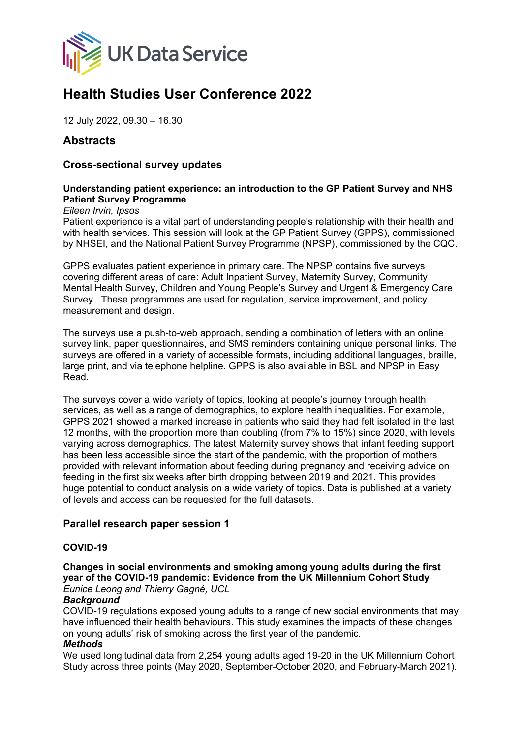UK Data Service

# Health Studies User Conference 2022

12 July 2022, 09.30 – 16.30

## Abstracts

### Cross-sectional survey updates

**Understanding patient experience: an introduction to the GP Patient Survey and NHS Patient Survey Programme**

*Eileen Irvin, Ipsos*

Patient experience is a vital part of understanding people's relationship with their health and with health services. This session will look at the GP Patient Survey (GPPS), commissioned by NHSEI, and the National Patient Survey Programme (NPSP), commissioned by the CQC.

GPPS evaluates patient experience in primary care. The NPSP contains five surveys covering different areas of care: Adult Inpatient Survey, Maternity Survey, Community Mental Health Survey, Children and Young People's Survey and Urgent & Emergency Care Survey. These programmes are used for regulation, service improvement, and policy measurement and design.

The surveys use a push-to-web approach, sending a combination of letters with an online survey link, paper questionnaires, and SMS reminders containing unique personal links. The surveys are offered in a variety of accessible formats, including additional languages, braille, large print, and via telephone helpline. GPPS is also available in BSL and NPSP in Easy Read.

The surveys cover a wide variety of topics, looking at people's journey through health services, as well as a range of demographics, to explore health inequalities. For example, GPPS 2021 showed a marked increase in patients who said they had felt isolated in the last 12 months, with the proportion more than doubling (from 7% to 15%) since 2020, with levels varying across demographics. The latest Maternity survey shows that infant feeding support has been less accessible since the start of the pandemic, with the proportion of mothers provided with relevant information about feeding during pregnancy and receiving advice on feeding in the first six weeks after birth dropping between 2019 and 2021. This provides huge potential to conduct analysis on a wide variety of topics. Data is published at a variety of levels and access can be requested for the full datasets.

### Parallel research paper session 1

#### COVID-19

**Changes in social environments and smoking among young adults during the first year of the COVID-19 pandemic: Evidence from the UK Millennium Cohort Study**

*Eunice Leong and Thierry Gagné, UCL*

***Background***

COVID-19 regulations exposed young adults to a range of new social environments that may have influenced their health behaviours. This study examines the impacts of these changes on young adults' risk of smoking across the first year of the pandemic.

***Methods***

We used longitudinal data from 2,254 young adults aged 19-20 in the UK Millennium Cohort Study across three points (May 2020, September-October 2020, and February-March 2021).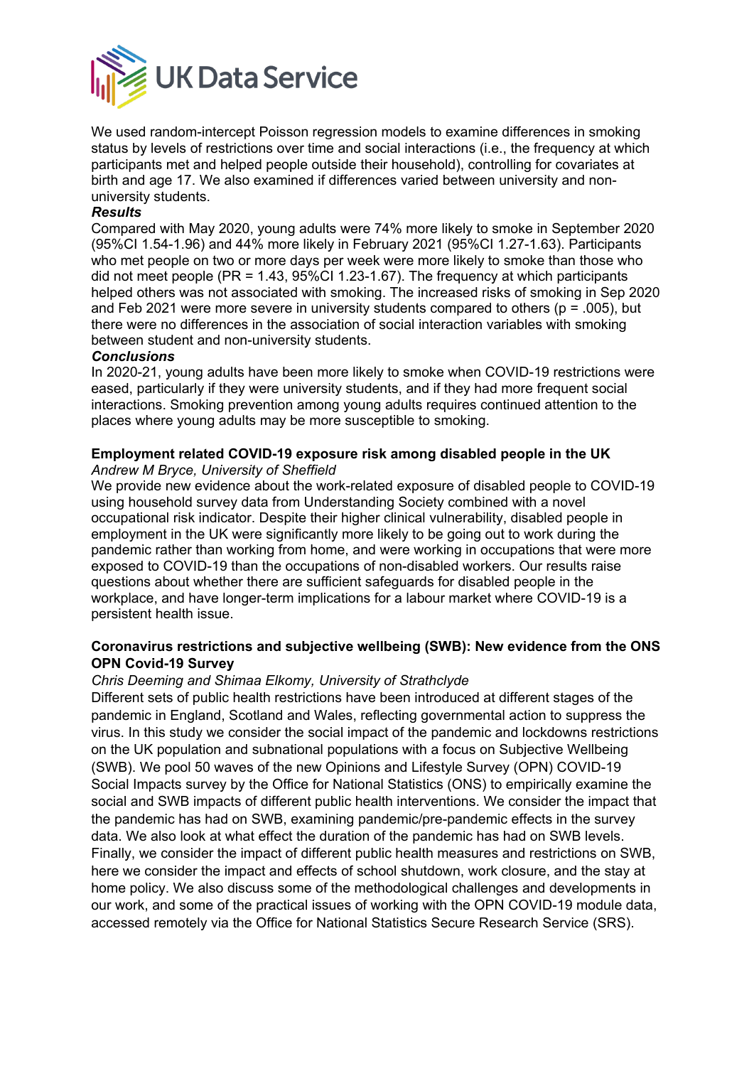We used random-intercept Poisson regression models to examine differences in smoking status by levels of restrictions over time and social interactions (i.e., the frequency at which participants met and helped people outside their household), controlling for covariates at birth and age 17. We also examined if differences varied between university and non-university students.

***Results***

Compared with May 2020, young adults were 74% more likely to smoke in September 2020 (95%CI 1.54-1.96) and 44% more likely in February 2021 (95%CI 1.27-1.63). Participants who met people on two or more days per week were more likely to smoke than those who did not meet people (PR = 1.43, 95%CI 1.23-1.67). The frequency at which participants helped others was not associated with smoking. The increased risks of smoking in Sep 2020 and Feb 2021 were more severe in university students compared to others ($p = .005$), but there were no differences in the association of social interaction variables with smoking between student and non-university students.

***Conclusions***

In 2020-21, young adults have been more likely to smoke when COVID-19 restrictions were eased, particularly if they were university students, and if they had more frequent social interactions. Smoking prevention among young adults requires continued attention to the places where young adults may be more susceptible to smoking.

**Employment related COVID-19 exposure risk among disabled people in the UK**

*Andrew M Bryce, University of Sheffield*

We provide new evidence about the work-related exposure of disabled people to COVID-19 using household survey data from Understanding Society combined with a novel occupational risk indicator. Despite their higher clinical vulnerability, disabled people in employment in the UK were significantly more likely to be going out to work during the pandemic rather than working from home, and were working in occupations that were more exposed to COVID-19 than the occupations of non-disabled workers. Our results raise questions about whether there are sufficient safeguards for disabled people in the workplace, and have longer-term implications for a labour market where COVID-19 is a persistent health issue.

**Coronavirus restrictions and subjective wellbeing (SWB): New evidence from the ONS OPN Covid-19 Survey**

*Chris Deeming and Shimaa Elkomy, University of Strathclyde*

Different sets of public health restrictions have been introduced at different stages of the pandemic in England, Scotland and Wales, reflecting governmental action to suppress the virus. In this study we consider the social impact of the pandemic and lockdowns restrictions on the UK population and subnational populations with a focus on Subjective Wellbeing (SWB). We pool 50 waves of the new Opinions and Lifestyle Survey (OPN) COVID-19 Social Impacts survey by the Office for National Statistics (ONS) to empirically examine the social and SWB impacts of different public health interventions. We consider the impact that the pandemic has had on SWB, examining pandemic/pre-pandemic effects in the survey data. We also look at what effect the duration of the pandemic has had on SWB levels. Finally, we consider the impact of different public health measures and restrictions on SWB, here we consider the impact and effects of school shutdown, work closure, and the stay at home policy. We also discuss some of the methodological challenges and developments in our work, and some of the practical issues of working with the OPN COVID-19 module data, accessed remotely via the Office for National Statistics Secure Research Service (SRS).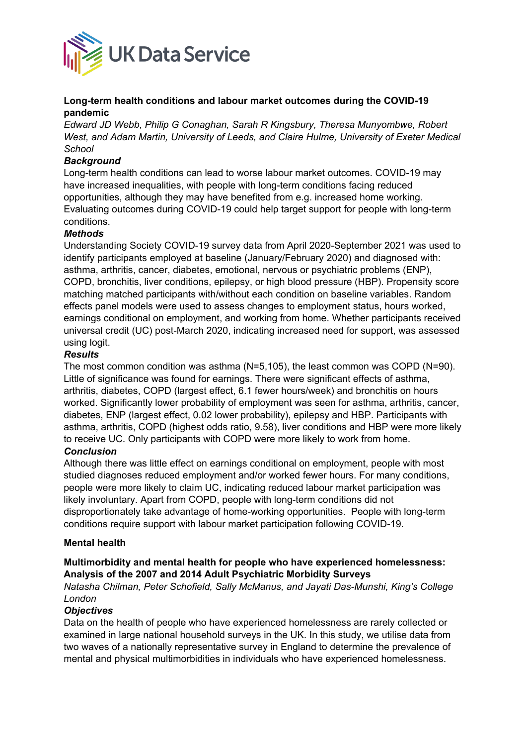**Long-term health conditions and labour market outcomes during the COVID-19 pandemic**

*Edward JD Webb, Philip G Conaghan, Sarah R Kingsbury, Theresa Munyombwe, Robert West, and Adam Martin, University of Leeds, and Claire Hulme, University of Exeter Medical School*

***Background***

Long-term health conditions can lead to worse labour market outcomes. COVID-19 may have increased inequalities, with people with long-term conditions facing reduced opportunities, although they may have benefited from e.g. increased home working. Evaluating outcomes during COVID-19 could help target support for people with long-term conditions.

***Methods***

Understanding Society COVID-19 survey data from April 2020-September 2021 was used to identify participants employed at baseline (January/February 2020) and diagnosed with: asthma, arthritis, cancer, diabetes, emotional, nervous or psychiatric problems (ENP), COPD, bronchitis, liver conditions, epilepsy, or high blood pressure (HBP). Propensity score matching matched participants with/without each condition on baseline variables. Random effects panel models were used to assess changes to employment status, hours worked, earnings conditional on employment, and working from home. Whether participants received universal credit (UC) post-March 2020, indicating increased need for support, was assessed using logit.

***Results***

The most common condition was asthma (N=5,105), the least common was COPD (N=90). Little of significance was found for earnings. There were significant effects of asthma, arthritis, diabetes, COPD (largest effect, 6.1 fewer hours/week) and bronchitis on hours worked. Significantly lower probability of employment was seen for asthma, arthritis, cancer, diabetes, ENP (largest effect, 0.02 lower probability), epilepsy and HBP. Participants with asthma, arthritis, COPD (highest odds ratio, 9.58), liver conditions and HBP were more likely to receive UC. Only participants with COPD were more likely to work from home.

***Conclusion***

Although there was little effect on earnings conditional on employment, people with most studied diagnoses reduced employment and/or worked fewer hours. For many conditions, people were more likely to claim UC, indicating reduced labour market participation was likely involuntary. Apart from COPD, people with long-term conditions did not disproportionately take advantage of home-working opportunities. People with long-term conditions require support with labour market participation following COVID-19.

## Mental health

**Multimorbidity and mental health for people who have experienced homelessness: Analysis of the 2007 and 2014 Adult Psychiatric Morbidity Surveys**

*Natasha Chilman, Peter Schofield, Sally McManus, and Jayati Das-Munshi, King's College London*

***Objectives***

Data on the health of people who have experienced homelessness are rarely collected or examined in large national household surveys in the UK. In this study, we utilise data from two waves of a nationally representative survey in England to determine the prevalence of mental and physical multimorbidities in individuals who have experienced homelessness.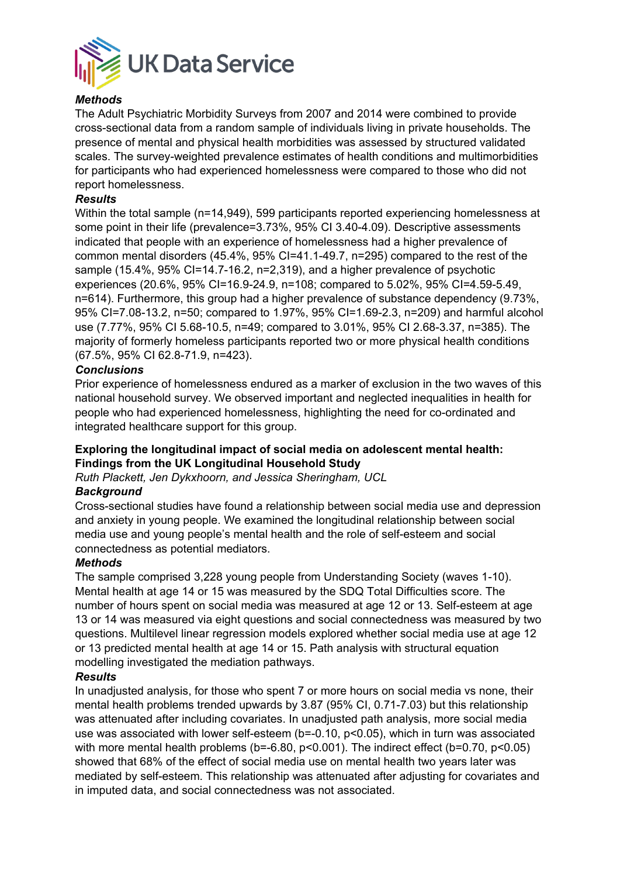***Methods***

The Adult Psychiatric Morbidity Surveys from 2007 and 2014 were combined to provide cross-sectional data from a random sample of individuals living in private households. The presence of mental and physical health morbidities was assessed by structured validated scales. The survey-weighted prevalence estimates of health conditions and multimorbidities for participants who had experienced homelessness were compared to those who did not report homelessness.

***Results***

Within the total sample (n=14,949), 599 participants reported experiencing homelessness at some point in their life (prevalence=3.73%, 95% CI 3.40-4.09). Descriptive assessments indicated that people with an experience of homelessness had a higher prevalence of common mental disorders (45.4%, 95% CI=41.1-49.7, n=295) compared to the rest of the sample (15.4%, 95% CI=14.7-16.2, n=2,319), and a higher prevalence of psychotic experiences (20.6%, 95% CI=16.9-24.9, n=108; compared to 5.02%, 95% CI=4.59-5.49, n=614). Furthermore, this group had a higher prevalence of substance dependency (9.73%, 95% CI=7.08-13.2, n=50; compared to 1.97%, 95% CI=1.69-2.3, n=209) and harmful alcohol use (7.77%, 95% CI 5.68-10.5, n=49; compared to 3.01%, 95% CI 2.68-3.37, n=385). The majority of formerly homeless participants reported two or more physical health conditions (67.5%, 95% CI 62.8-71.9, n=423).

***Conclusions***

Prior experience of homelessness endured as a marker of exclusion in the two waves of this national household survey. We observed important and neglected inequalities in health for people who had experienced homelessness, highlighting the need for co-ordinated and integrated healthcare support for this group.

**Exploring the longitudinal impact of social media on adolescent mental health: Findings from the UK Longitudinal Household Study**

*Ruth Plackett, Jen Dykxhoorn, and Jessica Sheringham, UCL*

***Background***

Cross-sectional studies have found a relationship between social media use and depression and anxiety in young people. We examined the longitudinal relationship between social media use and young people's mental health and the role of self-esteem and social connectedness as potential mediators.

***Methods***

The sample comprised 3,228 young people from Understanding Society (waves 1-10). Mental health at age 14 or 15 was measured by the SDQ Total Difficulties score. The number of hours spent on social media was measured at age 12 or 13. Self-esteem at age 13 or 14 was measured via eight questions and social connectedness was measured by two questions. Multilevel linear regression models explored whether social media use at age 12 or 13 predicted mental health at age 14 or 15. Path analysis with structural equation modelling investigated the mediation pathways.

***Results***

In unadjusted analysis, for those who spent 7 or more hours on social media vs none, their mental health problems trended upwards by 3.87 (95% CI, 0.71-7.03) but this relationship was attenuated after including covariates. In unadjusted path analysis, more social media use was associated with lower self-esteem ($b=-0.10$, $p<0.05$), which in turn was associated with more mental health problems ($b=-6.80$, $p<0.001$). The indirect effect ($b=0.70$, $p<0.05$) showed that 68% of the effect of social media use on mental health two years later was mediated by self-esteem. This relationship was attenuated after adjusting for covariates and in imputed data, and social connectedness was not associated.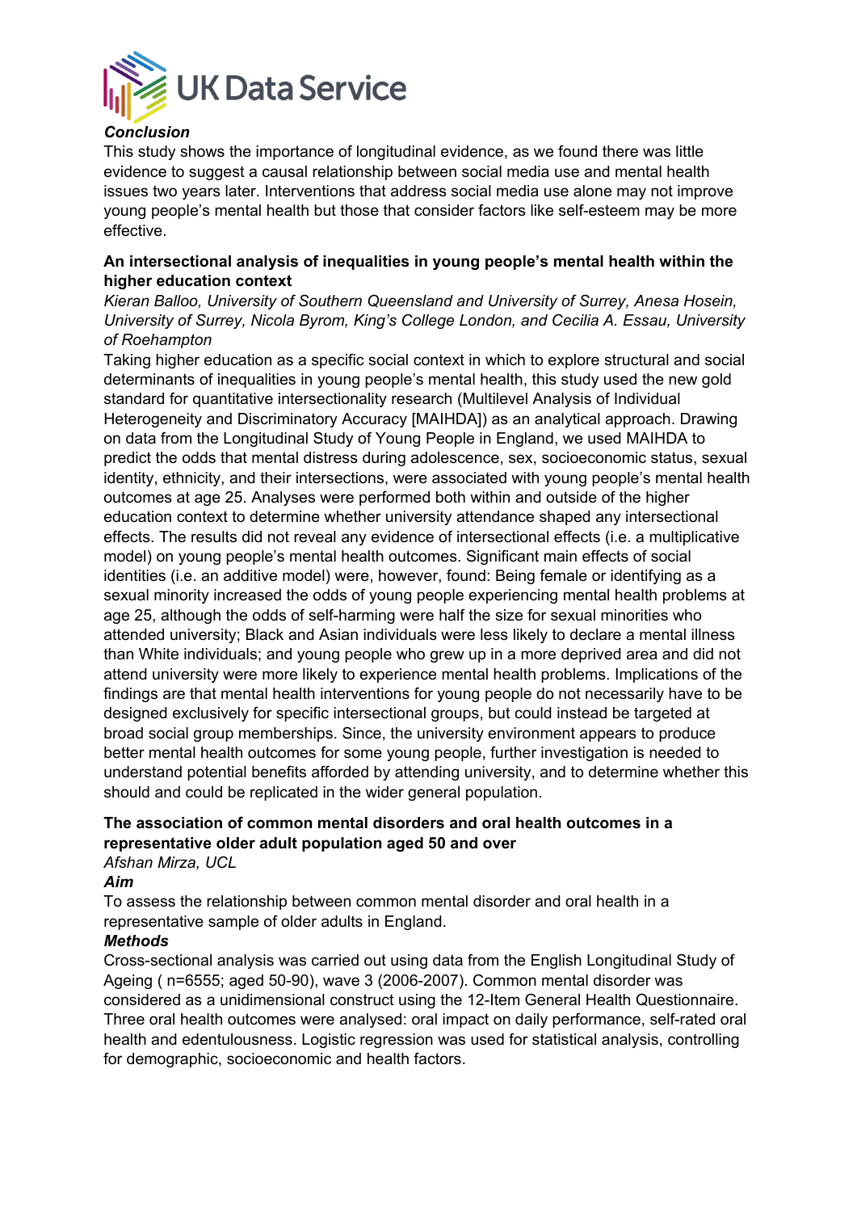***Conclusion***

This study shows the importance of longitudinal evidence, as we found there was little evidence to suggest a causal relationship between social media use and mental health issues two years later. Interventions that address social media use alone may not improve young people's mental health but those that consider factors like self-esteem may be more effective.

**An intersectional analysis of inequalities in young people's mental health within the higher education context**

*Kieran Balloo, University of Southern Queensland and University of Surrey, Anesa Hosein, University of Surrey, Nicola Byrom, King's College London, and Cecilia A. Essau, University of Roehampton*

Taking higher education as a specific social context in which to explore structural and social determinants of inequalities in young people's mental health, this study used the new gold standard for quantitative intersectionality research (Multilevel Analysis of Individual Heterogeneity and Discriminatory Accuracy [MAIHDA]) as an analytical approach. Drawing on data from the Longitudinal Study of Young People in England, we used MAIHDA to predict the odds that mental distress during adolescence, sex, socioeconomic status, sexual identity, ethnicity, and their intersections, were associated with young people's mental health outcomes at age 25. Analyses were performed both within and outside of the higher education context to determine whether university attendance shaped any intersectional effects. The results did not reveal any evidence of intersectional effects (i.e. a multiplicative model) on young people's mental health outcomes. Significant main effects of social identities (i.e. an additive model) were, however, found: Being female or identifying as a sexual minority increased the odds of young people experiencing mental health problems at age 25, although the odds of self-harming were half the size for sexual minorities who attended university; Black and Asian individuals were less likely to declare a mental illness than White individuals; and young people who grew up in a more deprived area and did not attend university were more likely to experience mental health problems. Implications of the findings are that mental health interventions for young people do not necessarily have to be designed exclusively for specific intersectional groups, but could instead be targeted at broad social group memberships. Since, the university environment appears to produce better mental health outcomes for some young people, further investigation is needed to understand potential benefits afforded by attending university, and to determine whether this should and could be replicated in the wider general population.

**The association of common mental disorders and oral health outcomes in a representative older adult population aged 50 and over**

*Afshan Mirza, UCL*

***Aim***

To assess the relationship between common mental disorder and oral health in a representative sample of older adults in England.

***Methods***

Cross-sectional analysis was carried out using data from the English Longitudinal Study of Ageing ( n=6555; aged 50-90), wave 3 (2006-2007). Common mental disorder was considered as a unidimensional construct using the 12-Item General Health Questionnaire. Three oral health outcomes were analysed: oral impact on daily performance, self-rated oral health and edentulousness. Logistic regression was used for statistical analysis, controlling for demographic, socioeconomic and health factors.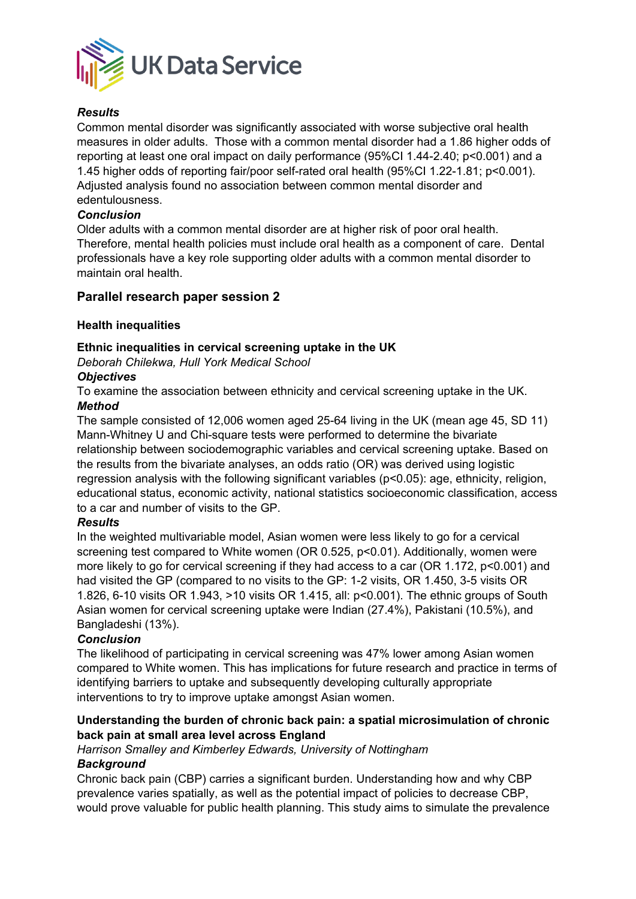***Results***

Common mental disorder was significantly associated with worse subjective oral health measures in older adults. Those with a common mental disorder had a 1.86 higher odds of reporting at least one oral impact on daily performance (95%CI 1.44-2.40; $p<0.001$) and a 1.45 higher odds of reporting fair/poor self-rated oral health (95%CI 1.22-1.81; $p<0.001$). Adjusted analysis found no association between common mental disorder and edentulousness.

***Conclusion***

Older adults with a common mental disorder are at higher risk of poor oral health. Therefore, mental health policies must include oral health as a component of care. Dental professionals have a key role supporting older adults with a common mental disorder to maintain oral health.

## Parallel research paper session 2

### Health inequalities

#### Ethnic inequalities in cervical screening uptake in the UK

*Deborah Chilekwa, Hull York Medical School*

***Objectives***

To examine the association between ethnicity and cervical screening uptake in the UK.

***Method***

The sample consisted of 12,006 women aged 25-64 living in the UK (mean age 45, SD 11) Mann-Whitney U and Chi-square tests were performed to determine the bivariate relationship between sociodemographic variables and cervical screening uptake. Based on the results from the bivariate analyses, an odds ratio (OR) was derived using logistic regression analysis with the following significant variables ($p<0.05$): age, ethnicity, religion, educational status, economic activity, national statistics socioeconomic classification, access to a car and number of visits to the GP.

***Results***

In the weighted multivariable model, Asian women were less likely to go for a cervical screening test compared to White women (OR 0.525, $p<0.01$). Additionally, women were more likely to go for cervical screening if they had access to a car (OR 1.172, $p<0.001$) and had visited the GP (compared to no visits to the GP: 1-2 visits, OR 1.450, 3-5 visits OR 1.826, 6-10 visits OR 1.943, >10 visits OR 1.415, all: $p<0.001$). The ethnic groups of South Asian women for cervical screening uptake were Indian (27.4%), Pakistani (10.5%), and Bangladeshi (13%).

***Conclusion***

The likelihood of participating in cervical screening was 47% lower among Asian women compared to White women. This has implications for future research and practice in terms of identifying barriers to uptake and subsequently developing culturally appropriate interventions to try to improve uptake amongst Asian women.

#### Understanding the burden of chronic back pain: a spatial microsimulation of chronic back pain at small area level across England

*Harrison Smalley and Kimberley Edwards, University of Nottingham*

***Background***

Chronic back pain (CBP) carries a significant burden. Understanding how and why CBP prevalence varies spatially, as well as the potential impact of policies to decrease CBP, would prove valuable for public health planning. This study aims to simulate the prevalence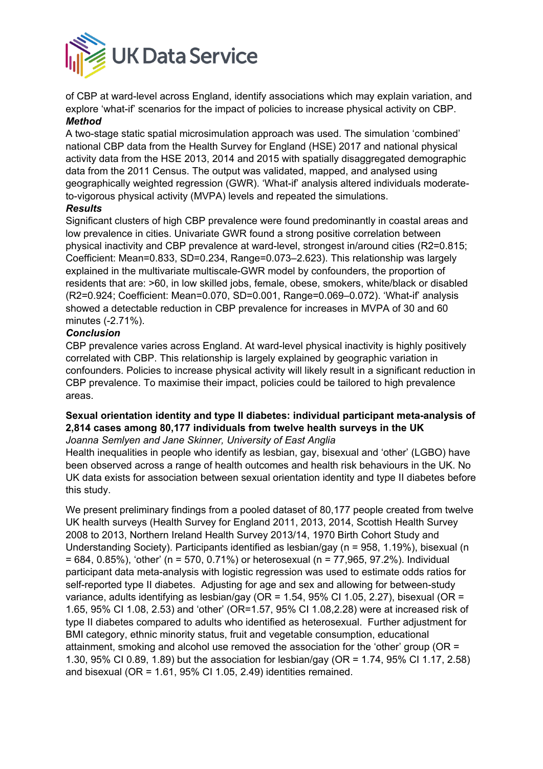of CBP at ward-level across England, identify associations which may explain variation, and explore 'what-if' scenarios for the impact of policies to increase physical activity on CBP.

***Method***

A two-stage static spatial microsimulation approach was used. The simulation 'combined' national CBP data from the Health Survey for England (HSE) 2017 and national physical activity data from the HSE 2013, 2014 and 2015 with spatially disaggregated demographic data from the 2011 Census. The output was validated, mapped, and analysed using geographically weighted regression (GWR). 'What-if' analysis altered individuals moderate-to-vigorous physical activity (MVPA) levels and repeated the simulations.

***Results***

Significant clusters of high CBP prevalence were found predominantly in coastal areas and low prevalence in cities. Univariate GWR found a strong positive correlation between physical inactivity and CBP prevalence at ward-level, strongest in/around cities ($R2=0.815$; Coefficient: Mean=0.833, SD=0.234, Range=0.073–2.623). This relationship was largely explained in the multivariate multiscale-GWR model by confounders, the proportion of residents that are: >60, in low skilled jobs, female, obese, smokers, white/black or disabled ($R2=0.924$; Coefficient: Mean=0.070, SD=0.001, Range=0.069–0.072). 'What-if' analysis showed a detectable reduction in CBP prevalence for increases in MVPA of 30 and 60 minutes (-2.71%).

***Conclusion***

CBP prevalence varies across England. At ward-level physical inactivity is highly positively correlated with CBP. This relationship is largely explained by geographic variation in confounders. Policies to increase physical activity will likely result in a significant reduction in CBP prevalence. To maximise their impact, policies could be tailored to high prevalence areas.

**Sexual orientation identity and type II diabetes: individual participant meta-analysis of 2,814 cases among 80,177 individuals from twelve health surveys in the UK**

*Joanna Semlyen and Jane Skinner, University of East Anglia*

Health inequalities in people who identify as lesbian, gay, bisexual and 'other' (LGBO) have been observed across a range of health outcomes and health risk behaviours in the UK. No UK data exists for association between sexual orientation identity and type II diabetes before this study.

We present preliminary findings from a pooled dataset of 80,177 people created from twelve UK health surveys (Health Survey for England 2011, 2013, 2014, Scottish Health Survey 2008 to 2013, Northern Ireland Health Survey 2013/14, 1970 Birth Cohort Study and Understanding Society). Participants identified as lesbian/gay (n = 958, 1.19%), bisexual (n = 684, 0.85%), 'other' (n = 570, 0.71%) or heterosexual (n = 77,965, 97.2%). Individual participant data meta-analysis with logistic regression was used to estimate odds ratios for self-reported type II diabetes. Adjusting for age and sex and allowing for between-study variance, adults identifying as lesbian/gay (OR = 1.54, 95% CI 1.05, 2.27), bisexual (OR = 1.65, 95% CI 1.08, 2.53) and 'other' (OR=1.57, 95% CI 1.08,2.28) were at increased risk of type II diabetes compared to adults who identified as heterosexual. Further adjustment for BMI category, ethnic minority status, fruit and vegetable consumption, educational attainment, smoking and alcohol use removed the association for the 'other' group (OR = 1.30, 95% CI 0.89, 1.89) but the association for lesbian/gay (OR = 1.74, 95% CI 1.17, 2.58) and bisexual (OR = 1.61, 95% CI 1.05, 2.49) identities remained.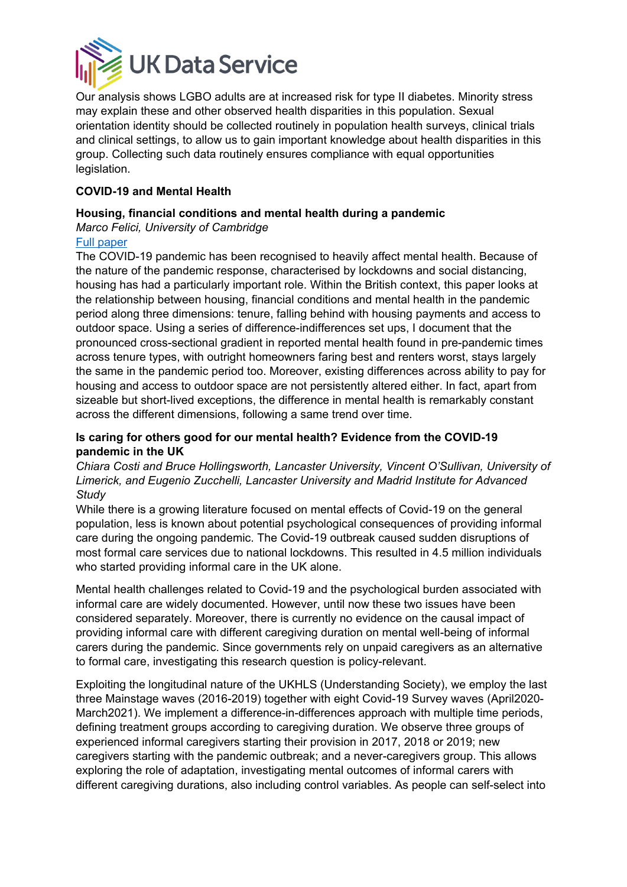Our analysis shows LGBO adults are at increased risk for type II diabetes. Minority stress may explain these and other observed health disparities in this population. Sexual orientation identity should be collected routinely in population health surveys, clinical trials and clinical settings, to allow us to gain important knowledge about health disparities in this group. Collecting such data routinely ensures compliance with equal opportunities legislation.

## COVID-19 and Mental Health

### Housing, financial conditions and mental health during a pandemic

*Marco Felici, University of Cambridge*

Full paper

The COVID-19 pandemic has been recognised to heavily affect mental health. Because of the nature of the pandemic response, characterised by lockdowns and social distancing, housing has had a particularly important role. Within the British context, this paper looks at the relationship between housing, financial conditions and mental health in the pandemic period along three dimensions: tenure, falling behind with housing payments and access to outdoor space. Using a series of difference-indifferences set ups, I document that the pronounced cross-sectional gradient in reported mental health found in pre-pandemic times across tenure types, with outright homeowners faring best and renters worst, stays largely the same in the pandemic period too. Moreover, existing differences across ability to pay for housing and access to outdoor space are not persistently altered either. In fact, apart from sizeable but short-lived exceptions, the difference in mental health is remarkably constant across the different dimensions, following a same trend over time.

### Is caring for others good for our mental health? Evidence from the COVID-19 pandemic in the UK

*Chiara Costi and Bruce Hollingsworth, Lancaster University, Vincent O'Sullivan, University of Limerick, and Eugenio Zucchelli, Lancaster University and Madrid Institute for Advanced Study*

While there is a growing literature focused on mental effects of Covid-19 on the general population, less is known about potential psychological consequences of providing informal care during the ongoing pandemic. The Covid-19 outbreak caused sudden disruptions of most formal care services due to national lockdowns. This resulted in 4.5 million individuals who started providing informal care in the UK alone.

Mental health challenges related to Covid-19 and the psychological burden associated with informal care are widely documented. However, until now these two issues have been considered separately. Moreover, there is currently no evidence on the causal impact of providing informal care with different caregiving duration on mental well-being of informal carers during the pandemic. Since governments rely on unpaid caregivers as an alternative to formal care, investigating this research question is policy-relevant.

Exploiting the longitudinal nature of the UKHLS (Understanding Society), we employ the last three Mainstage waves (2016-2019) together with eight Covid-19 Survey waves (April2020-March2021). We implement a difference-in-differences approach with multiple time periods, defining treatment groups according to caregiving duration. We observe three groups of experienced informal caregivers starting their provision in 2017, 2018 or 2019; new caregivers starting with the pandemic outbreak; and a never-caregivers group. This allows exploring the role of adaptation, investigating mental outcomes of informal carers with different caregiving durations, also including control variables. As people can self-select into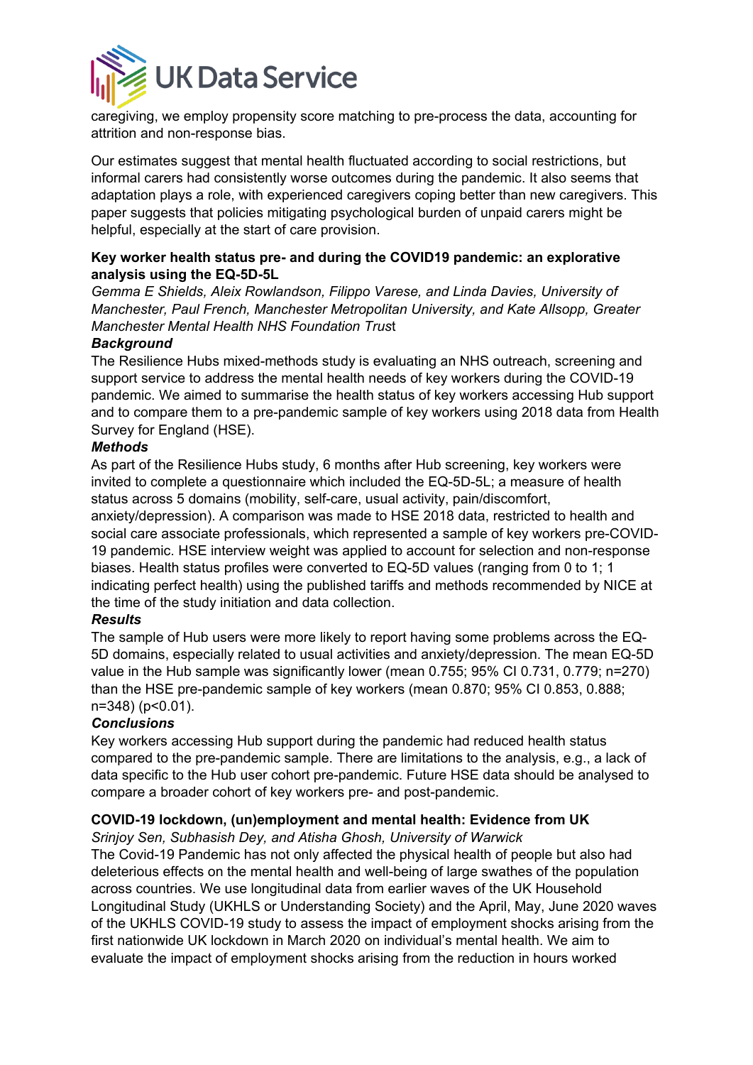caregiving, we employ propensity score matching to pre-process the data, accounting for attrition and non-response bias.

Our estimates suggest that mental health fluctuated according to social restrictions, but informal carers had consistently worse outcomes during the pandemic. It also seems that adaptation plays a role, with experienced caregivers coping better than new caregivers. This paper suggests that policies mitigating psychological burden of unpaid carers might be helpful, especially at the start of care provision.

**Key worker health status pre- and during the COVID19 pandemic: an explorative analysis using the EQ-5D-5L**

*Gemma E Shields, Aleix Rowlandson, Filippo Varese, and Linda Davies, University of Manchester, Paul French, Manchester Metropolitan University, and Kate Allsopp, Greater Manchester Mental Health NHS Foundation Trust*

***Background***

The Resilience Hubs mixed-methods study is evaluating an NHS outreach, screening and support service to address the mental health needs of key workers during the COVID-19 pandemic. We aimed to summarise the health status of key workers accessing Hub support and to compare them to a pre-pandemic sample of key workers using 2018 data from Health Survey for England (HSE).

***Methods***

As part of the Resilience Hubs study, 6 months after Hub screening, key workers were invited to complete a questionnaire which included the EQ-5D-5L; a measure of health status across 5 domains (mobility, self-care, usual activity, pain/discomfort, anxiety/depression). A comparison was made to HSE 2018 data, restricted to health and social care associate professionals, which represented a sample of key workers pre-COVID-19 pandemic. HSE interview weight was applied to account for selection and non-response biases. Health status profiles were converted to EQ-5D values (ranging from 0 to 1; 1 indicating perfect health) using the published tariffs and methods recommended by NICE at the time of the study initiation and data collection.

***Results***

The sample of Hub users were more likely to report having some problems across the EQ-5D domains, especially related to usual activities and anxiety/depression. The mean EQ-5D value in the Hub sample was significantly lower (mean 0.755; 95% CI 0.731, 0.779; n=270) than the HSE pre-pandemic sample of key workers (mean 0.870; 95% CI 0.853, 0.888; n=348) ($p<0.01$).

***Conclusions***

Key workers accessing Hub support during the pandemic had reduced health status compared to the pre-pandemic sample. There are limitations to the analysis, e.g., a lack of data specific to the Hub user cohort pre-pandemic. Future HSE data should be analysed to compare a broader cohort of key workers pre- and post-pandemic.

**COVID-19 lockdown, (un)employment and mental health: Evidence from UK**

*Srinjoy Sen, Subhasish Dey, and Atisha Ghosh, University of Warwick*

The Covid-19 Pandemic has not only affected the physical health of people but also had deleterious effects on the mental health and well-being of large swathes of the population across countries. We use longitudinal data from earlier waves of the UK Household Longitudinal Study (UKHLS or Understanding Society) and the April, May, June 2020 waves of the UKHLS COVID-19 study to assess the impact of employment shocks arising from the first nationwide UK lockdown in March 2020 on individual's mental health. We aim to evaluate the impact of employment shocks arising from the reduction in hours worked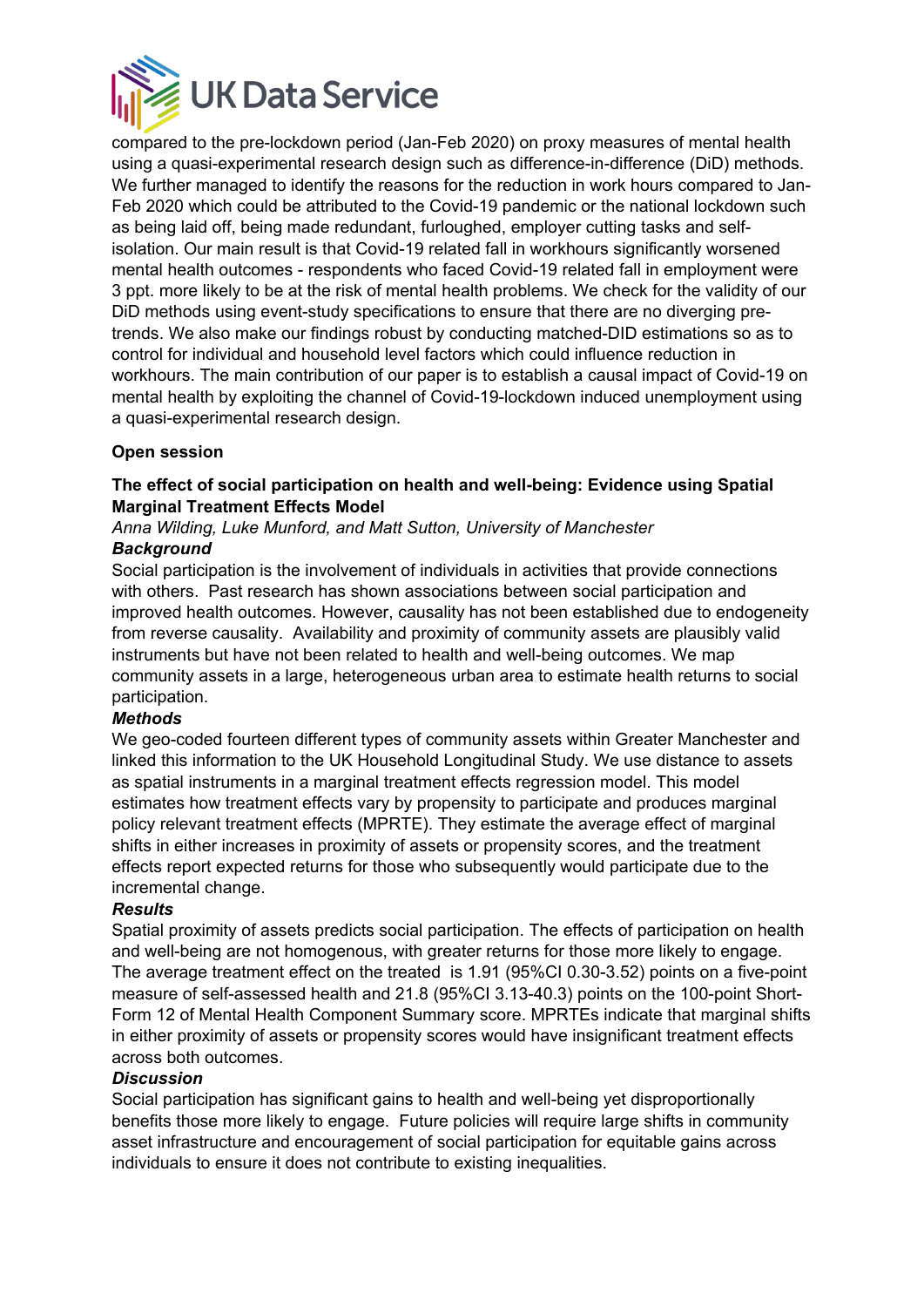compared to the pre-lockdown period (Jan-Feb 2020) on proxy measures of mental health using a quasi-experimental research design such as difference-in-difference (DiD) methods. We further managed to identify the reasons for the reduction in work hours compared to Jan-Feb 2020 which could be attributed to the Covid-19 pandemic or the national lockdown such as being laid off, being made redundant, furloughed, employer cutting tasks and self-isolation. Our main result is that Covid-19 related fall in workhours significantly worsened mental health outcomes - respondents who faced Covid-19 related fall in employment were 3 ppt. more likely to be at the risk of mental health problems. We check for the validity of our DiD methods using event-study specifications to ensure that there are no diverging pre-trends. We also make our findings robust by conducting matched-DID estimations so as to control for individual and household level factors which could influence reduction in workhours. The main contribution of our paper is to establish a causal impact of Covid-19 on mental health by exploiting the channel of Covid-19-lockdown induced unemployment using a quasi-experimental research design.

**Open session**

**The effect of social participation on health and well-being: Evidence using Spatial Marginal Treatment Effects Model**

*Anna Wilding, Luke Munford, and Matt Sutton, University of Manchester*

***Background***

Social participation is the involvement of individuals in activities that provide connections with others. Past research has shown associations between social participation and improved health outcomes. However, causality has not been established due to endogeneity from reverse causality. Availability and proximity of community assets are plausibly valid instruments but have not been related to health and well-being outcomes. We map community assets in a large, heterogeneous urban area to estimate health returns to social participation.

***Methods***

We geo-coded fourteen different types of community assets within Greater Manchester and linked this information to the UK Household Longitudinal Study. We use distance to assets as spatial instruments in a marginal treatment effects regression model. This model estimates how treatment effects vary by propensity to participate and produces marginal policy relevant treatment effects (MPRTE). They estimate the average effect of marginal shifts in either increases in proximity of assets or propensity scores, and the treatment effects report expected returns for those who subsequently would participate due to the incremental change.

***Results***

Spatial proximity of assets predicts social participation. The effects of participation on health and well-being are not homogenous, with greater returns for those more likely to engage. The average treatment effect on the treated is 1.91 (95%CI 0.30-3.52) points on a five-point measure of self-assessed health and 21.8 (95%CI 3.13-40.3) points on the 100-point Short-Form 12 of Mental Health Component Summary score. MPRTEs indicate that marginal shifts in either proximity of assets or propensity scores would have insignificant treatment effects across both outcomes.

***Discussion***

Social participation has significant gains to health and well-being yet disproportionally benefits those more likely to engage. Future policies will require large shifts in community asset infrastructure and encouragement of social participation for equitable gains across individuals to ensure it does not contribute to existing inequalities.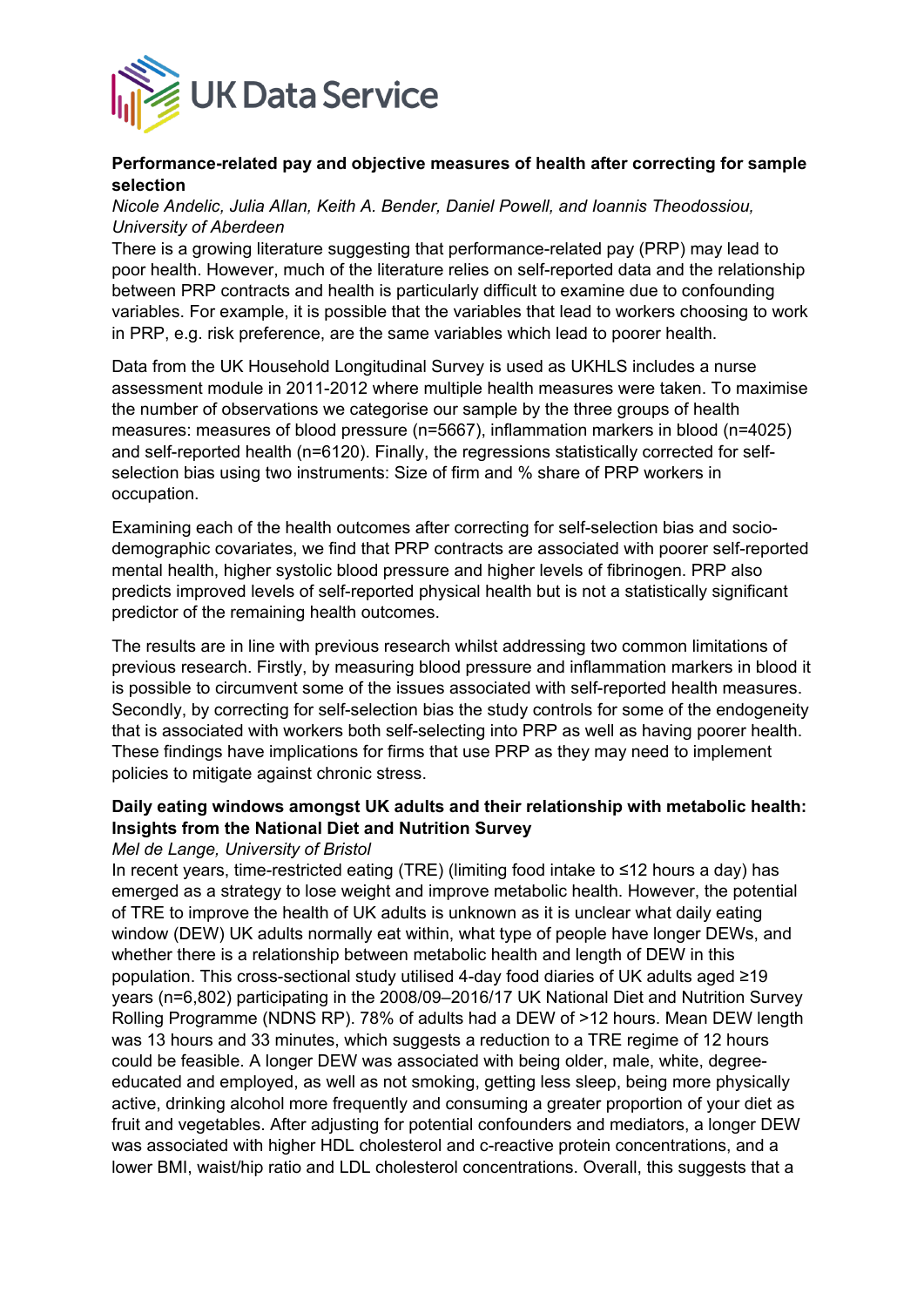**Performance-related pay and objective measures of health after correcting for sample selection**

*Nicole Andelic, Julia Allan, Keith A. Bender, Daniel Powell, and Ioannis Theodossiou, University of Aberdeen*

There is a growing literature suggesting that performance-related pay (PRP) may lead to poor health. However, much of the literature relies on self-reported data and the relationship between PRP contracts and health is particularly difficult to examine due to confounding variables. For example, it is possible that the variables that lead to workers choosing to work in PRP, e.g. risk preference, are the same variables which lead to poorer health.

Data from the UK Household Longitudinal Survey is used as UKHLS includes a nurse assessment module in 2011-2012 where multiple health measures were taken. To maximise the number of observations we categorise our sample by the three groups of health measures: measures of blood pressure (n=5667), inflammation markers in blood (n=4025) and self-reported health (n=6120). Finally, the regressions statistically corrected for self-selection bias using two instruments: Size of firm and % share of PRP workers in occupation.

Examining each of the health outcomes after correcting for self-selection bias and socio-demographic covariates, we find that PRP contracts are associated with poorer self-reported mental health, higher systolic blood pressure and higher levels of fibrinogen. PRP also predicts improved levels of self-reported physical health but is not a statistically significant predictor of the remaining health outcomes.

The results are in line with previous research whilst addressing two common limitations of previous research. Firstly, by measuring blood pressure and inflammation markers in blood it is possible to circumvent some of the issues associated with self-reported health measures. Secondly, by correcting for self-selection bias the study controls for some of the endogeneity that is associated with workers both self-selecting into PRP as well as having poorer health. These findings have implications for firms that use PRP as they may need to implement policies to mitigate against chronic stress.

**Daily eating windows amongst UK adults and their relationship with metabolic health: Insights from the National Diet and Nutrition Survey**

*Mel de Lange, University of Bristol*

In recent years, time-restricted eating (TRE) (limiting food intake to ≤12 hours a day) has emerged as a strategy to lose weight and improve metabolic health. However, the potential of TRE to improve the health of UK adults is unknown as it is unclear what daily eating window (DEW) UK adults normally eat within, what type of people have longer DEWs, and whether there is a relationship between metabolic health and length of DEW in this population. This cross-sectional study utilised 4-day food diaries of UK adults aged ≥19 years (n=6,802) participating in the 2008/09–2016/17 UK National Diet and Nutrition Survey Rolling Programme (NDNS RP). 78% of adults had a DEW of >12 hours. Mean DEW length was 13 hours and 33 minutes, which suggests a reduction to a TRE regime of 12 hours could be feasible. A longer DEW was associated with being older, male, white, degree-educated and employed, as well as not smoking, getting less sleep, being more physically active, drinking alcohol more frequently and consuming a greater proportion of your diet as fruit and vegetables. After adjusting for potential confounders and mediators, a longer DEW was associated with higher HDL cholesterol and c-reactive protein concentrations, and a lower BMI, waist/hip ratio and LDL cholesterol concentrations. Overall, this suggests that a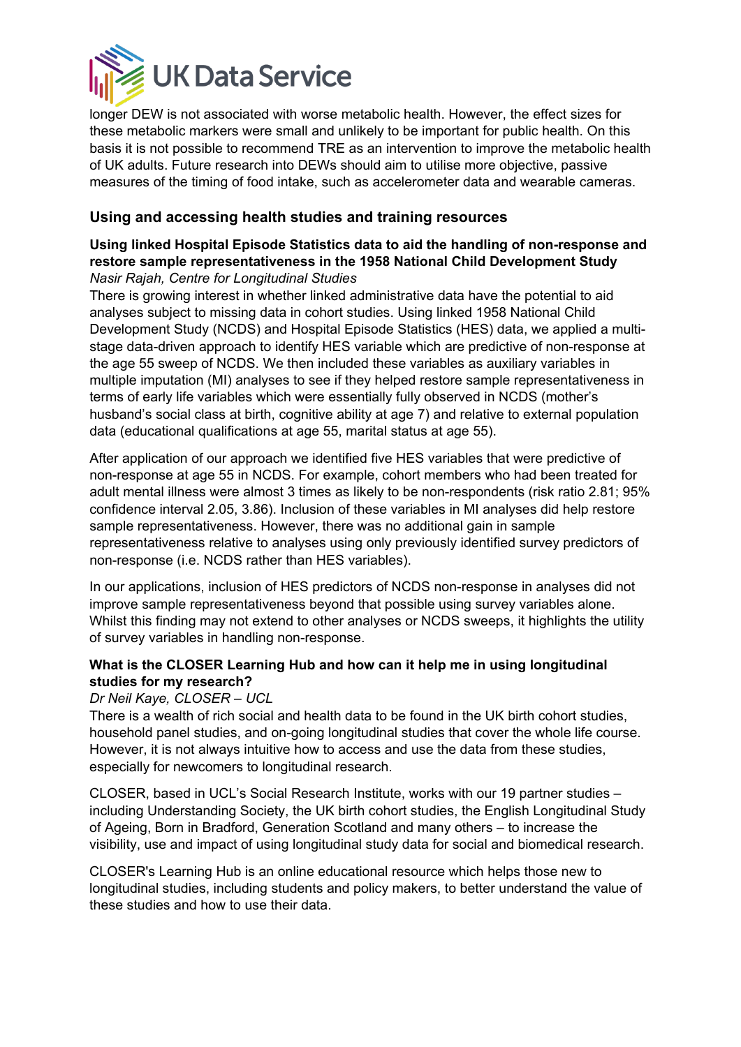longer DEW is not associated with worse metabolic health. However, the effect sizes for these metabolic markers were small and unlikely to be important for public health. On this basis it is not possible to recommend TRE as an intervention to improve the metabolic health of UK adults. Future research into DEWs should aim to utilise more objective, passive measures of the timing of food intake, such as accelerometer data and wearable cameras.

## Using and accessing health studies and training resources

### Using linked Hospital Episode Statistics data to aid the handling of non-response and restore sample representativeness in the 1958 National Child Development Study

*Nasir Rajah, Centre for Longitudinal Studies*

There is growing interest in whether linked administrative data have the potential to aid analyses subject to missing data in cohort studies. Using linked 1958 National Child Development Study (NCDS) and Hospital Episode Statistics (HES) data, we applied a multi-stage data-driven approach to identify HES variable which are predictive of non-response at the age 55 sweep of NCDS. We then included these variables as auxiliary variables in multiple imputation (MI) analyses to see if they helped restore sample representativeness in terms of early life variables which were essentially fully observed in NCDS (mother's husband's social class at birth, cognitive ability at age 7) and relative to external population data (educational qualifications at age 55, marital status at age 55).

After application of our approach we identified five HES variables that were predictive of non-response at age 55 in NCDS. For example, cohort members who had been treated for adult mental illness were almost 3 times as likely to be non-respondents (risk ratio 2.81; 95% confidence interval 2.05, 3.86). Inclusion of these variables in MI analyses did help restore sample representativeness. However, there was no additional gain in sample representativeness relative to analyses using only previously identified survey predictors of non-response (i.e. NCDS rather than HES variables).

In our applications, inclusion of HES predictors of NCDS non-response in analyses did not improve sample representativeness beyond that possible using survey variables alone. Whilst this finding may not extend to other analyses or NCDS sweeps, it highlights the utility of survey variables in handling non-response.

### What is the CLOSER Learning Hub and how can it help me in using longitudinal studies for my research?

*Dr Neil Kaye, CLOSER – UCL*

There is a wealth of rich social and health data to be found in the UK birth cohort studies, household panel studies, and on-going longitudinal studies that cover the whole life course. However, it is not always intuitive how to access and use the data from these studies, especially for newcomers to longitudinal research.

CLOSER, based in UCL's Social Research Institute, works with our 19 partner studies – including Understanding Society, the UK birth cohort studies, the English Longitudinal Study of Ageing, Born in Bradford, Generation Scotland and many others – to increase the visibility, use and impact of using longitudinal study data for social and biomedical research.

CLOSER's Learning Hub is an online educational resource which helps those new to longitudinal studies, including students and policy makers, to better understand the value of these studies and how to use their data.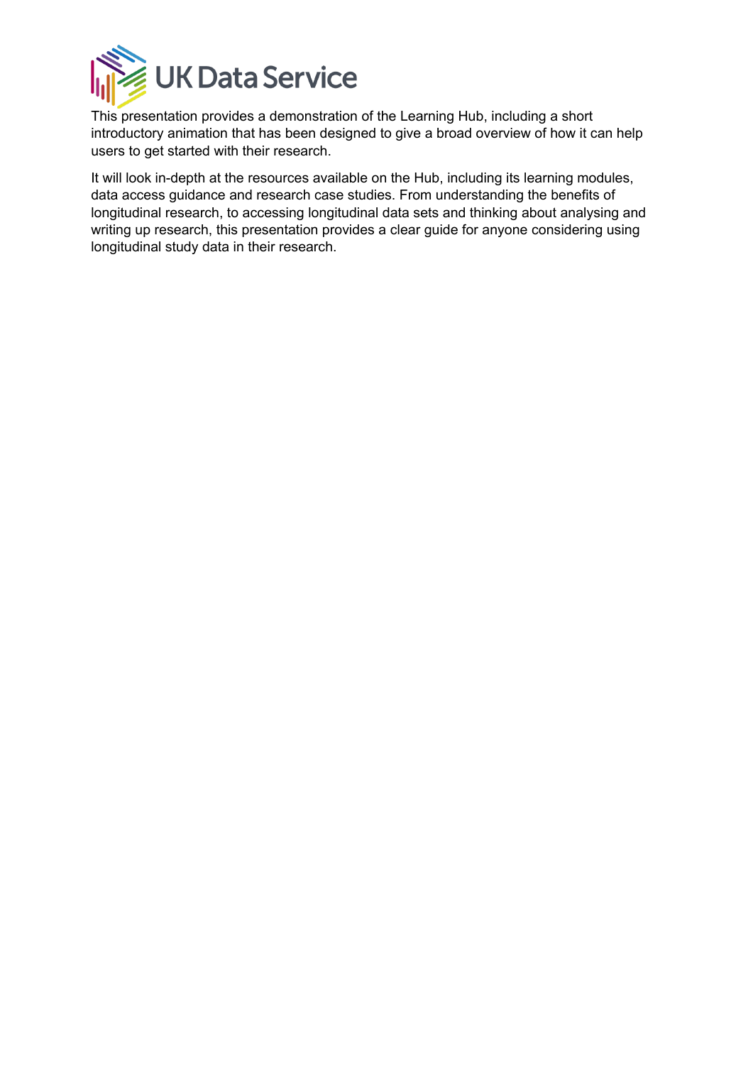This presentation provides a demonstration of the Learning Hub, including a short introductory animation that has been designed to give a broad overview of how it can help users to get started with their research.

It will look in-depth at the resources available on the Hub, including its learning modules, data access guidance and research case studies. From understanding the benefits of longitudinal research, to accessing longitudinal data sets and thinking about analysing and writing up research, this presentation provides a clear guide for anyone considering using longitudinal study data in their research.